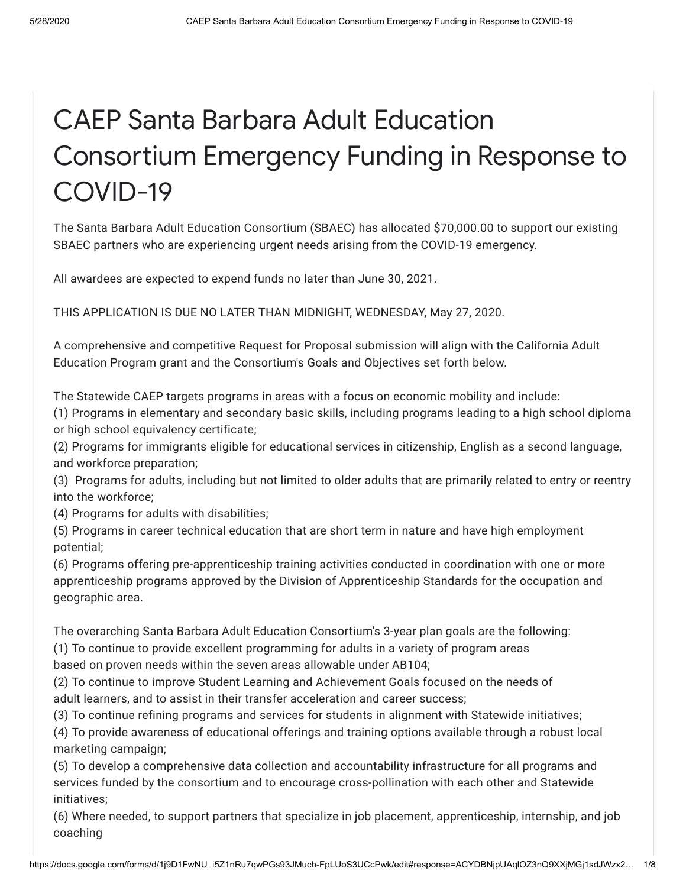# CAEP Santa Barbara Adult Education Consortium Emergency Funding in Response to COVID-19

The Santa Barbara Adult Education Consortium (SBAEC) has allocated $70,000.00 to support our existing SBAEC partners who are experiencing urgent needs arising from the COVID-19 emergency.

All awardees are expected to expend funds no later than June 30, 2021.

THIS APPLICATION IS DUE NO LATER THAN MIDNIGHT, WEDNESDAY, May 27, 2020.

A comprehensive and competitive Request for Proposal submission will align with the California Adult Education Program grant and the Consortium's Goals and Objectives set forth below.

The Statewide CAEP targets programs in areas with a focus on economic mobility and include:
(1) Programs in elementary and secondary basic skills, including programs leading to a high school diploma or high school equivalency certificate;
(2) Programs for immigrants eligible for educational services in citizenship, English as a second language, and workforce preparation;
(3) Programs for adults, including but not limited to older adults that are primarily related to entry or reentry into the workforce;
(4) Programs for adults with disabilities;
(5) Programs in career technical education that are short term in nature and have high employment potential;
(6) Programs offering pre-apprenticeship training activities conducted in coordination with one or more apprenticeship programs approved by the Division of Apprenticeship Standards for the occupation and geographic area.

The overarching Santa Barbara Adult Education Consortium's 3-year plan goals are the following:
(1) To continue to provide excellent programming for adults in a variety of program areas based on proven needs within the seven areas allowable under AB104;
(2) To continue to improve Student Learning and Achievement Goals focused on the needs of adult learners, and to assist in their transfer acceleration and career success;
(3) To continue refining programs and services for students in alignment with Statewide initiatives;
(4) To provide awareness of educational offerings and training options available through a robust local marketing campaign;
(5) To develop a comprehensive data collection and accountability infrastructure for all programs and services funded by the consortium and to encourage cross-pollination with each other and Statewide initiatives;
(6) Where needed, to support partners that specialize in job placement, apprenticeship, internship, and job coaching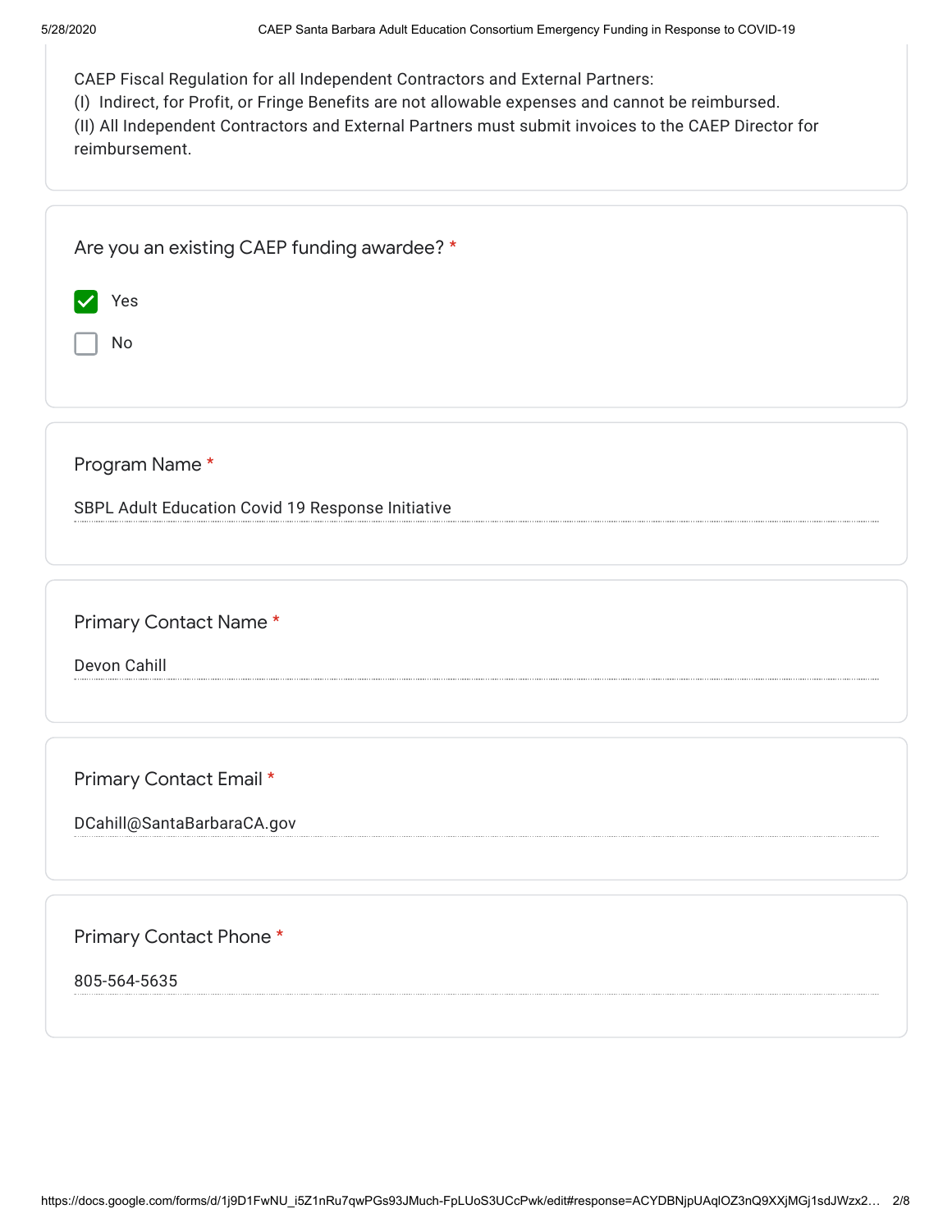CAEP Fiscal Regulation for all Independent Contractors and External Partners:
(I) Indirect, for Profit, or Fringe Benefits are not allowable expenses and cannot be reimbursed.
(II) All Independent Contractors and External Partners must submit invoices to the CAEP Director for reimbursement.

Are you an existing CAEP funding awardee? *

- [x] Yes
- [ ] No

Program Name *

SBPL Adult Education Covid 19 Response Initiative

Primary Contact Name *

Devon Cahill

Primary Contact Email *

DCahill@SantaBarbaraCA.gov

Primary Contact Phone *

805-564-5635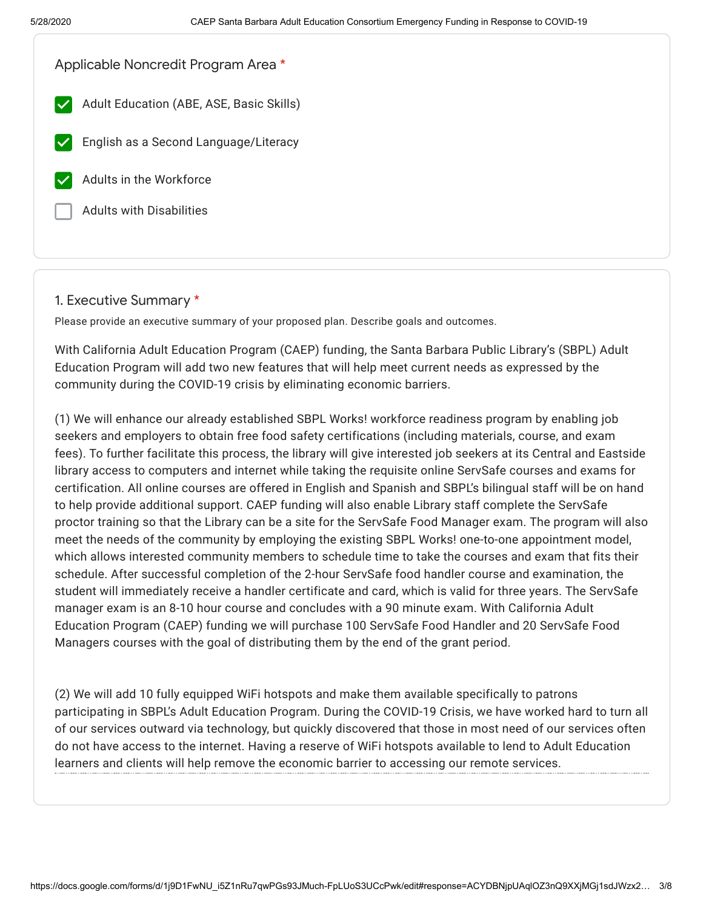Applicable Noncredit Program Area *

- [x] Adult Education (ABE, ASE, Basic Skills)
- [x] English as a Second Language/Literacy
- [x] Adults in the Workforce
- [ ] Adults with Disabilities

## 1. Executive Summary *

Please provide an executive summary of your proposed plan. Describe goals and outcomes.

With California Adult Education Program (CAEP) funding, the Santa Barbara Public Library's (SBPL) Adult Education Program will add two new features that will help meet current needs as expressed by the community during the COVID-19 crisis by eliminating economic barriers.

(1) We will enhance our already established SBPL Works! workforce readiness program by enabling job seekers and employers to obtain free food safety certifications (including materials, course, and exam fees). To further facilitate this process, the library will give interested job seekers at its Central and Eastside library access to computers and internet while taking the requisite online ServSafe courses and exams for certification. All online courses are offered in English and Spanish and SBPL's bilingual staff will be on hand to help provide additional support. CAEP funding will also enable Library staff complete the ServSafe proctor training so that the Library can be a site for the ServSafe Food Manager exam. The program will also meet the needs of the community by employing the existing SBPL Works! one-to-one appointment model, which allows interested community members to schedule time to take the courses and exam that fits their schedule. After successful completion of the 2-hour ServSafe food handler course and examination, the student will immediately receive a handler certificate and card, which is valid for three years. The ServSafe manager exam is an 8-10 hour course and concludes with a 90 minute exam. With California Adult Education Program (CAEP) funding we will purchase 100 ServSafe Food Handler and 20 ServSafe Food Managers courses with the goal of distributing them by the end of the grant period.

(2) We will add 10 fully equipped WiFi hotspots and make them available specifically to patrons participating in SBPL's Adult Education Program. During the COVID-19 Crisis, we have worked hard to turn all of our services outward via technology, but quickly discovered that those in most need of our services often do not have access to the internet. Having a reserve of WiFi hotspots available to lend to Adult Education learners and clients will help remove the economic barrier to accessing our remote services.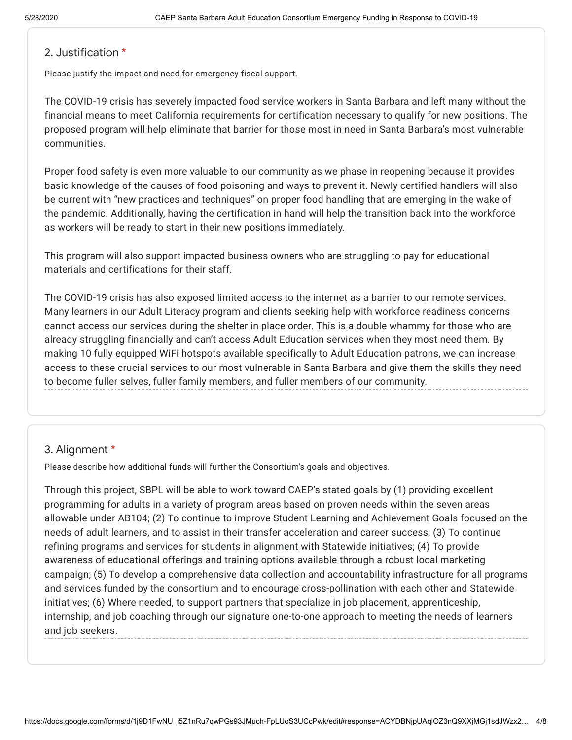## 2. Justification *

Please justify the impact and need for emergency fiscal support.

The COVID-19 crisis has severely impacted food service workers in Santa Barbara and left many without the financial means to meet California requirements for certification necessary to qualify for new positions. The proposed program will help eliminate that barrier for those most in need in Santa Barbara's most vulnerable communities.

Proper food safety is even more valuable to our community as we phase in reopening because it provides basic knowledge of the causes of food poisoning and ways to prevent it. Newly certified handlers will also be current with "new practices and techniques" on proper food handling that are emerging in the wake of the pandemic. Additionally, having the certification in hand will help the transition back into the workforce as workers will be ready to start in their new positions immediately.

This program will also support impacted business owners who are struggling to pay for educational materials and certifications for their staff.

The COVID-19 crisis has also exposed limited access to the internet as a barrier to our remote services. Many learners in our Adult Literacy program and clients seeking help with workforce readiness concerns cannot access our services during the shelter in place order. This is a double whammy for those who are already struggling financially and can't access Adult Education services when they most need them. By making 10 fully equipped WiFi hotspots available specifically to Adult Education patrons, we can increase access to these crucial services to our most vulnerable in Santa Barbara and give them the skills they need to become fuller selves, fuller family members, and fuller members of our community.

## 3. Alignment *

Please describe how additional funds will further the Consortium's goals and objectives.

Through this project, SBPL will be able to work toward CAEP's stated goals by (1) providing excellent programming for adults in a variety of program areas based on proven needs within the seven areas allowable under AB104; (2) To continue to improve Student Learning and Achievement Goals focused on the needs of adult learners, and to assist in their transfer acceleration and career success; (3) To continue refining programs and services for students in alignment with Statewide initiatives; (4) To provide awareness of educational offerings and training options available through a robust local marketing campaign; (5) To develop a comprehensive data collection and accountability infrastructure for all programs and services funded by the consortium and to encourage cross-pollination with each other and Statewide initiatives; (6) Where needed, to support partners that specialize in job placement, apprenticeship, internship, and job coaching through our signature one-to-one approach to meeting the needs of learners and job seekers.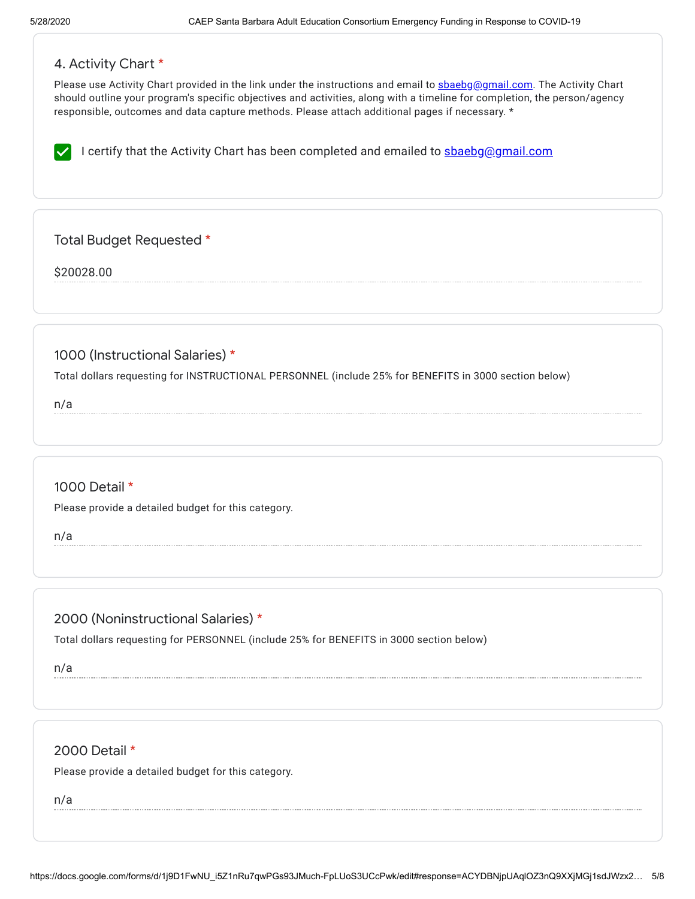### 4. Activity Chart *

Please use Activity Chart provided in the link under the instructions and email to sbaebg@gmail.com. The Activity Chart should outline your program's specific objectives and activities, along with a timeline for completion, the person/agency responsible, outcomes and data capture methods. Please attach additional pages if necessary. *

- [x] I certify that the Activity Chart has been completed and emailed to sbaebg@gmail.com

### Total Budget Requested *

$20028.00

### 1000 (Instructional Salaries) *

Total dollars requesting for INSTRUCTIONAL PERSONNEL (include 25% for BENEFITS in 3000 section below)

n/a

### 1000 Detail *

Please provide a detailed budget for this category.

n/a

### 2000 (Noninstructional Salaries) *

Total dollars requesting for PERSONNEL (include 25% for BENEFITS in 3000 section below)

n/a

### 2000 Detail *

Please provide a detailed budget for this category.

n/a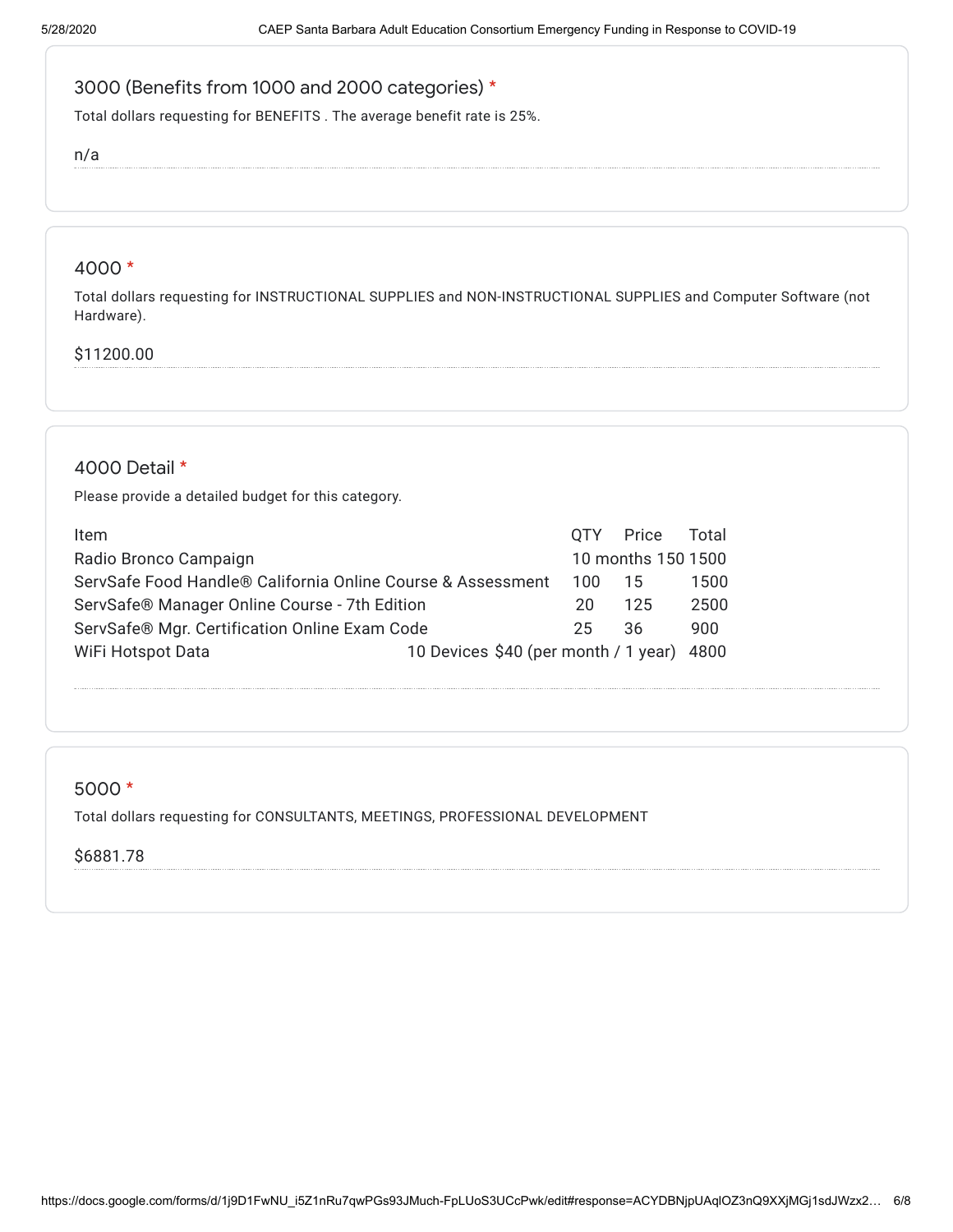## 3000 (Benefits from 1000 and 2000 categories) *

Total dollars requesting for BENEFITS . The average benefit rate is 25%.

n/a

## 4000 *

Total dollars requesting for INSTRUCTIONAL SUPPLIES and NON-INSTRUCTIONAL SUPPLIES and Computer Software (not Hardware).

$11200.00

## 4000 Detail *

Please provide a detailed budget for this category.

| Item | QTY | Price | Total |
|---|---|---|---|
| Radio Bronco Campaign | 10 months | 150 | 1500 |
| ServSafe Food Handle® California Online Course & Assessment | 100 | 15 | 1500 |
| ServSafe® Manager Online Course - 7th Edition | 20 | 125 | 2500 |
| ServSafe® Mgr. Certification Online Exam Code | 25 | 36 | 900 |
| WiFi Hotspot Data | 10 Devices | $40 (per month / 1 year) | 4800 |

## 5000 *

Total dollars requesting for CONSULTANTS, MEETINGS, PROFESSIONAL DEVELOPMENT

$6881.78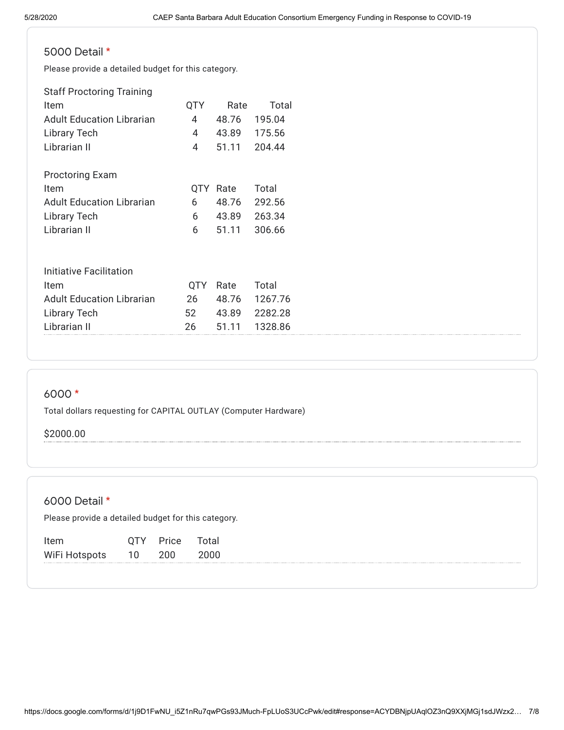## 5000 Detail *

Please provide a detailed budget for this category.

Staff Proctoring Training

| Item | QTY | Rate | Total |
|---|---|---|---|
| Adult Education Librarian | 4 | 48.76 | 195.04 |
| Library Tech | 4 | 43.89 | 175.56 |
| Librarian II | 4 | 51.11 | 204.44 |

Proctoring Exam

| Item | QTY | Rate | Total |
|---|---|---|---|
| Adult Education Librarian | 6 | 48.76 | 292.56 |
| Library Tech | 6 | 43.89 | 263.34 |
| Librarian II | 6 | 51.11 | 306.66 |

Initiative Facilitation

| Item | QTY | Rate | Total |
|---|---|---|---|
| Adult Education Librarian | 26 | 48.76 | 1267.76 |
| Library Tech | 52 | 43.89 | 2282.28 |
| Librarian II | 26 | 51.11 | 1328.86 |

## 6000 *

Total dollars requesting for CAPITAL OUTLAY (Computer Hardware)

$2000.00

## 6000 Detail *

Please provide a detailed budget for this category.

| Item | QTY | Price | Total |
|---|---|---|---|
| WiFi Hotspots | 10 | 200 | 2000 |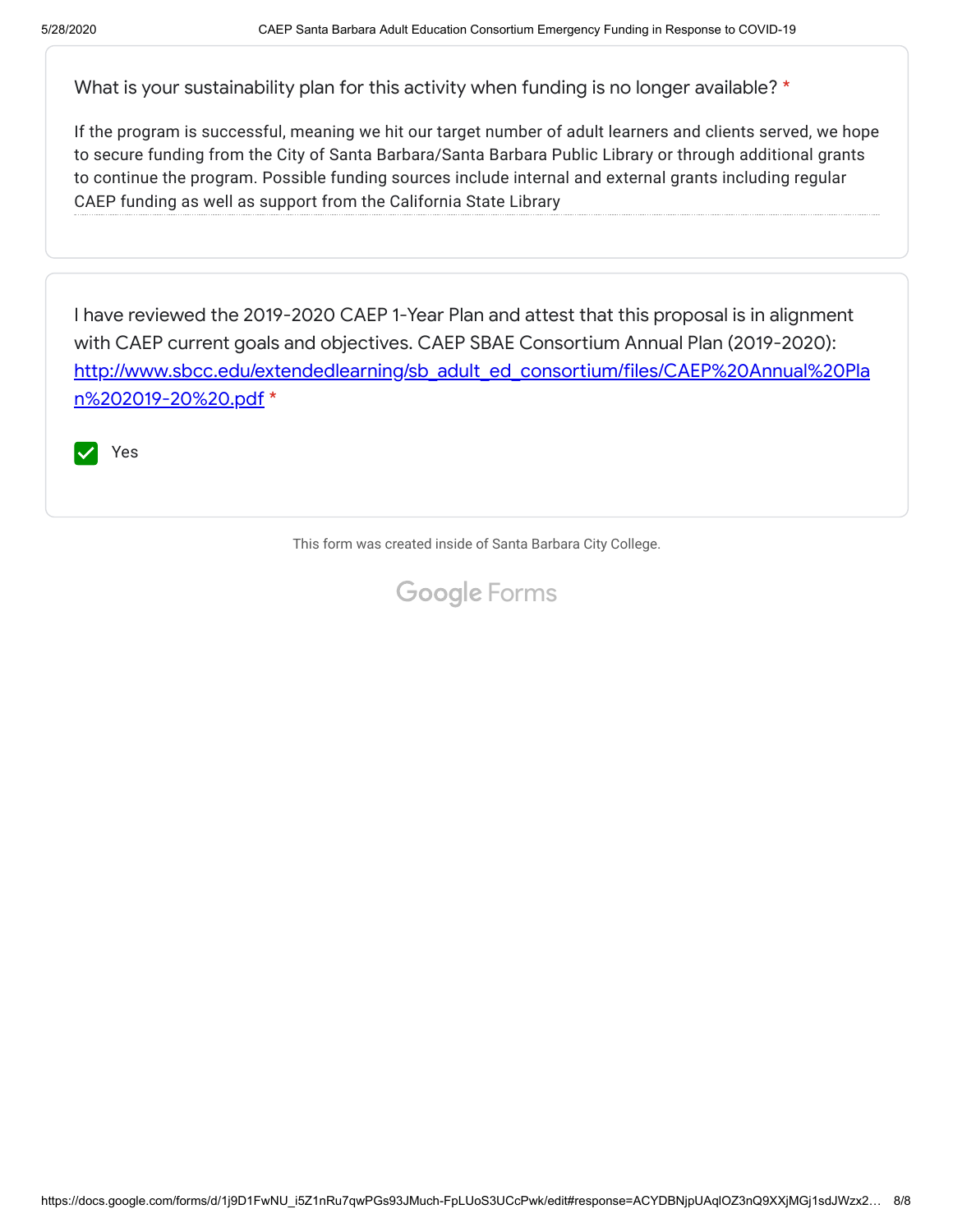What is your sustainability plan for this activity when funding is no longer available? *

If the program is successful, meaning we hit our target number of adult learners and clients served, we hope to secure funding from the City of Santa Barbara/Santa Barbara Public Library or through additional grants to continue the program. Possible funding sources include internal and external grants including regular CAEP funding as well as support from the California State Library

I have reviewed the 2019-2020 CAEP 1-Year Plan and attest that this proposal is in alignment with CAEP current goals and objectives. CAEP SBAE Consortium Annual Plan (2019-2020): [http://www.sbcc.edu/extendedlearning/sb_adult_ed_consortium/files/CAEP%20Annual%20Plan%202019-20%20.pdf](http://www.sbcc.edu/extendedlearning/sb_adult_ed_consortium/files/CAEP%20Annual%20Plan%202019-20%20.pdf) *

- [x] Yes

This form was created inside of Santa Barbara City College.

Google Forms